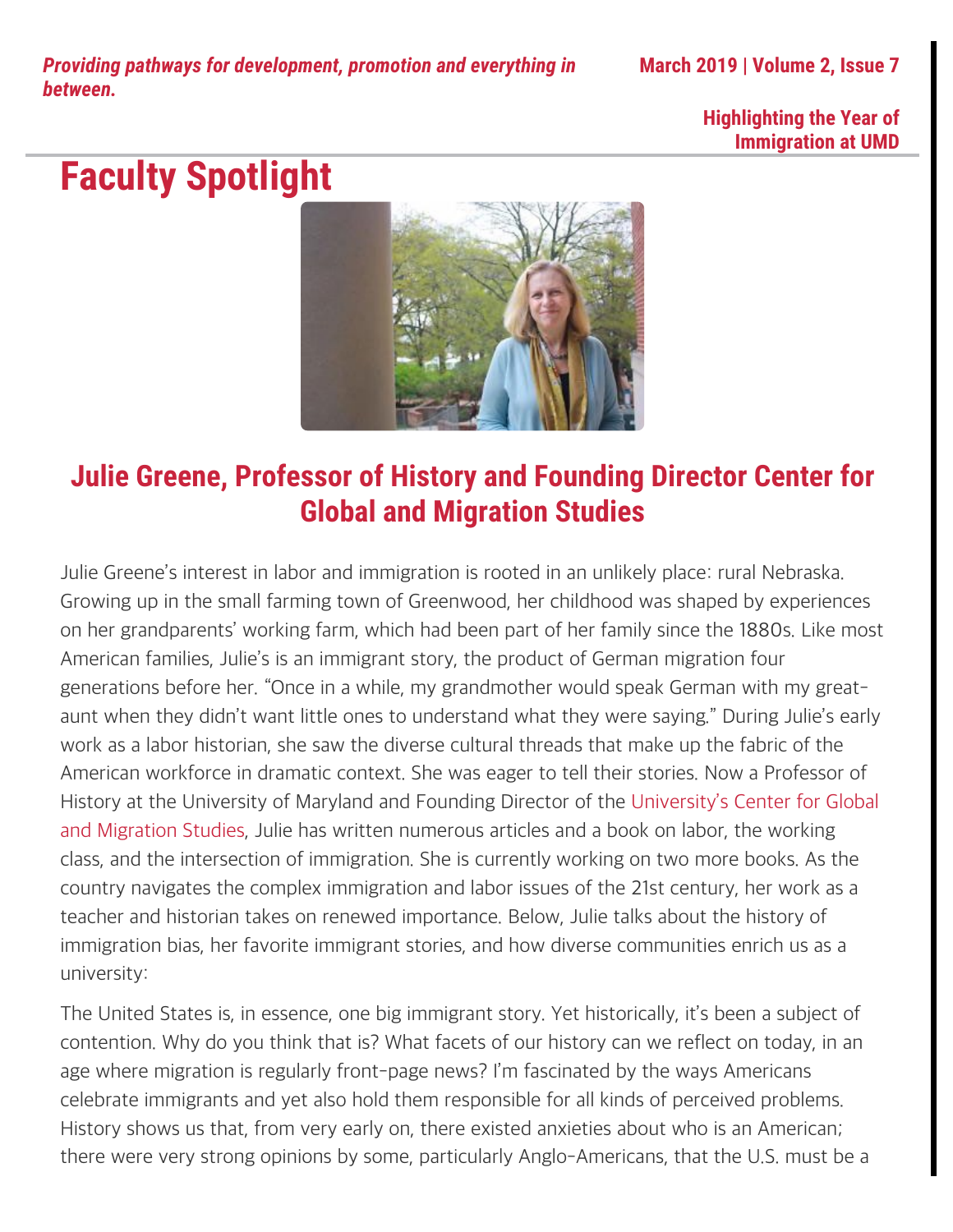*Providing pathways for development, promotion and everything in between.*

**March 2019 | Volume 2, Issue 7**

**Highlighting the Year of Immigration at UMD**

# Faculty Spotlight

## Julie Greene, Professor of History and Founding Director Center for Global and Migration Studies

Julie Greene's interest in labor and immigration is rooted in an unlikely place: rural Nebraska. Growing up in the small farming town of Greenwood, her childhood was shaped by experiences on her grandparents' working farm, which had been part of her family since the 1880s. Like most American families, Julie's is an immigrant story, the product of German migration four generations before her. "Once in a while, my grandmother would speak German with my great-aunt when they didn't want little ones to understand what they were saying." During Julie's early work as a labor historian, she saw the diverse cultural threads that make up the fabric of the American workforce in dramatic context. She was eager to tell their stories. Now a Professor of History at the University of Maryland and Founding Director of the University's Center for Global and Migration Studies, Julie has written numerous articles and a book on labor, the working class, and the intersection of immigration. She is currently working on two more books. As the country navigates the complex immigration and labor issues of the 21st century, her work as a teacher and historian takes on renewed importance. Below, Julie talks about the history of immigration bias, her favorite immigrant stories, and how diverse communities enrich us as a university:

The United States is, in essence, one big immigrant story. Yet historically, it's been a subject of contention. Why do you think that is? What facets of our history can we reflect on today, in an age where migration is regularly front-page news? I'm fascinated by the ways Americans celebrate immigrants and yet also hold them responsible for all kinds of perceived problems. History shows us that, from very early on, there existed anxieties about who is an American; there were very strong opinions by some, particularly Anglo-Americans, that the U.S. must be a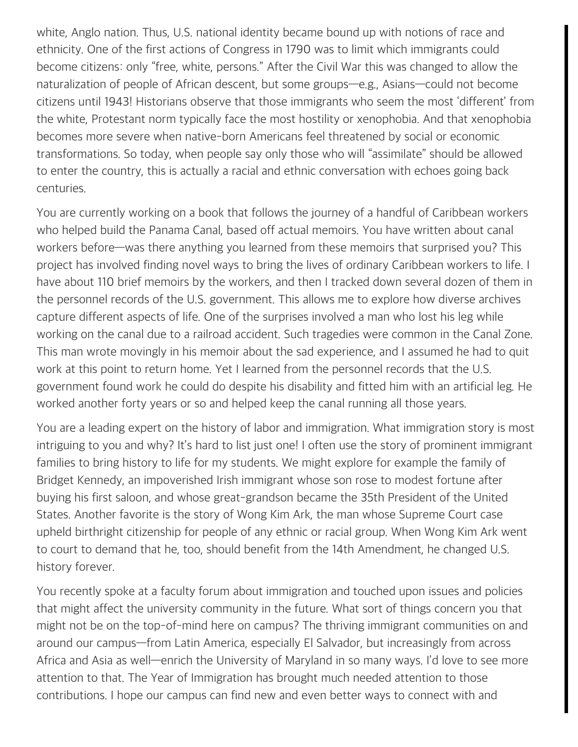white, Anglo nation. Thus, U.S. national identity became bound up with notions of race and ethnicity. One of the first actions of Congress in 1790 was to limit which immigrants could become citizens: only "free, white, persons." After the Civil War this was changed to allow the naturalization of people of African descent, but some groups—e.g., Asians—could not become citizens until 1943! Historians observe that those immigrants who seem the most 'different' from the white, Protestant norm typically face the most hostility or xenophobia. And that xenophobia becomes more severe when native-born Americans feel threatened by social or economic transformations. So today, when people say only those who will "assimilate" should be allowed to enter the country, this is actually a racial and ethnic conversation with echoes going back centuries.

You are currently working on a book that follows the journey of a handful of Caribbean workers who helped build the Panama Canal, based off actual memoirs. You have written about canal workers before—was there anything you learned from these memoirs that surprised you? This project has involved finding novel ways to bring the lives of ordinary Caribbean workers to life. I have about 110 brief memoirs by the workers, and then I tracked down several dozen of them in the personnel records of the U.S. government. This allows me to explore how diverse archives capture different aspects of life. One of the surprises involved a man who lost his leg while working on the canal due to a railroad accident. Such tragedies were common in the Canal Zone. This man wrote movingly in his memoir about the sad experience, and I assumed he had to quit work at this point to return home. Yet I learned from the personnel records that the U.S. government found work he could do despite his disability and fitted him with an artificial leg. He worked another forty years or so and helped keep the canal running all those years.

You are a leading expert on the history of labor and immigration. What immigration story is most intriguing to you and why? It's hard to list just one! I often use the story of prominent immigrant families to bring history to life for my students. We might explore for example the family of Bridget Kennedy, an impoverished Irish immigrant whose son rose to modest fortune after buying his first saloon, and whose great-grandson became the 35th President of the United States. Another favorite is the story of Wong Kim Ark, the man whose Supreme Court case upheld birthright citizenship for people of any ethnic or racial group. When Wong Kim Ark went to court to demand that he, too, should benefit from the 14th Amendment, he changed U.S. history forever.

You recently spoke at a faculty forum about immigration and touched upon issues and policies that might affect the university community in the future. What sort of things concern you that might not be on the top-of-mind here on campus? The thriving immigrant communities on and around our campus—from Latin America, especially El Salvador, but increasingly from across Africa and Asia as well—enrich the University of Maryland in so many ways. I'd love to see more attention to that. The Year of Immigration has brought much needed attention to those contributions. I hope our campus can find new and even better ways to connect with and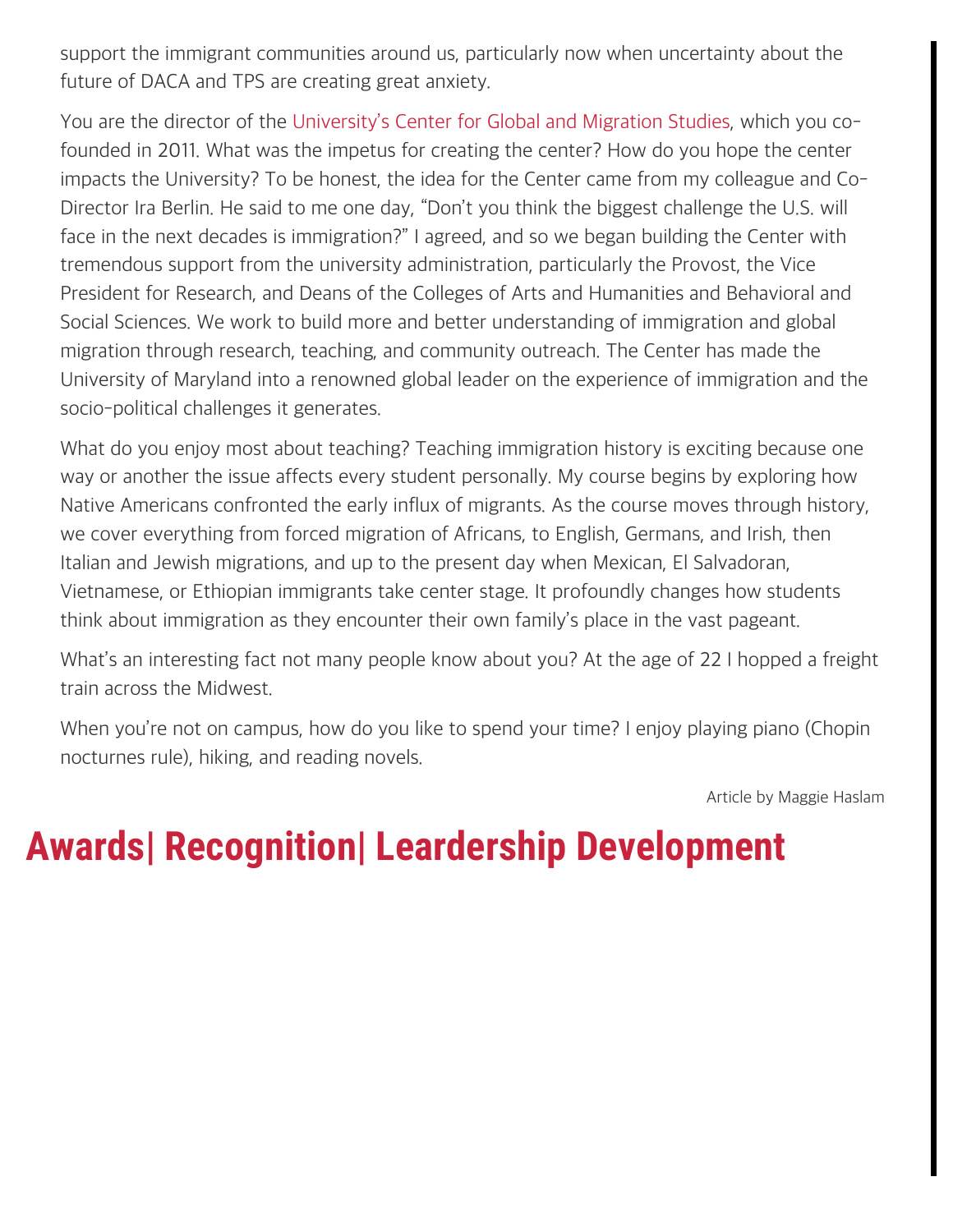support the immigrant communities around us, particularly now when uncertainty about the future of DACA and TPS are creating great anxiety.

You are the director of the University's Center for Global and Migration Studies, which you co-founded in 2011. What was the impetus for creating the center? How do you hope the center impacts the University? To be honest, the idea for the Center came from my colleague and Co-Director Ira Berlin. He said to me one day, "Don't you think the biggest challenge the U.S. will face in the next decades is immigration?" I agreed, and so we began building the Center with tremendous support from the university administration, particularly the Provost, the Vice President for Research, and Deans of the Colleges of Arts and Humanities and Behavioral and Social Sciences. We work to build more and better understanding of immigration and global migration through research, teaching, and community outreach. The Center has made the University of Maryland into a renowned global leader on the experience of immigration and the socio-political challenges it generates.

What do you enjoy most about teaching? Teaching immigration history is exciting because one way or another the issue affects every student personally. My course begins by exploring how Native Americans confronted the early influx of migrants. As the course moves through history, we cover everything from forced migration of Africans, to English, Germans, and Irish, then Italian and Jewish migrations, and up to the present day when Mexican, El Salvadoran, Vietnamese, or Ethiopian immigrants take center stage. It profoundly changes how students think about immigration as they encounter their own family's place in the vast pageant.

What's an interesting fact not many people know about you? At the age of 22 I hopped a freight train across the Midwest.

When you're not on campus, how do you like to spend your time? I enjoy playing piano (Chopin nocturnes rule), hiking, and reading novels.

Article by Maggie Haslam

# Awards| Recognition| Leardership Development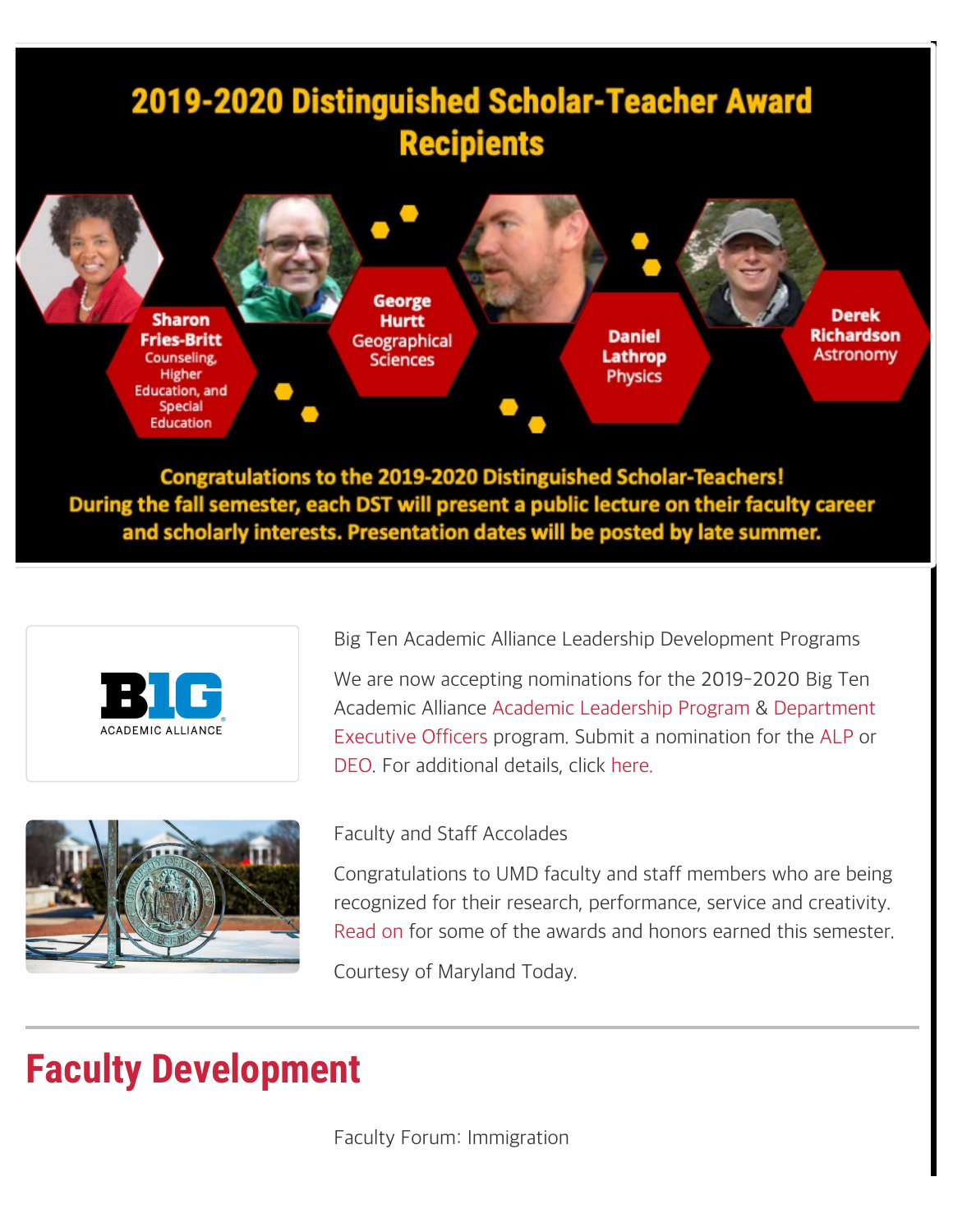## 2019-2020 Distinguished Scholar-Teacher Award Recipients

**Sharon Fries-Britt**
Counseling, Higher Education, and Special Education

**George Hurtt**
Geographical Sciences

**Daniel Lathrop**
Physics

**Derek Richardson**
Astronomy

**Congratulations to the 2019-2020 Distinguished Scholar-Teachers! During the fall semester, each DST will present a public lecture on their faculty career and scholarly interests. Presentation dates will be posted by late summer.**

Big Ten Academic Alliance Leadership Development Programs

We are now accepting nominations for the 2019-2020 Big Ten Academic Alliance Academic Leadership Program & Department Executive Officers program. Submit a nomination for the ALP or DEO. For additional details, click here.

Faculty and Staff Accolades

Congratulations to UMD faculty and staff members who are being recognized for their research, performance, service and creativity. Read on for some of the awards and honors earned this semester.

Courtesy of Maryland Today.

# Faculty Development

Faculty Forum: Immigration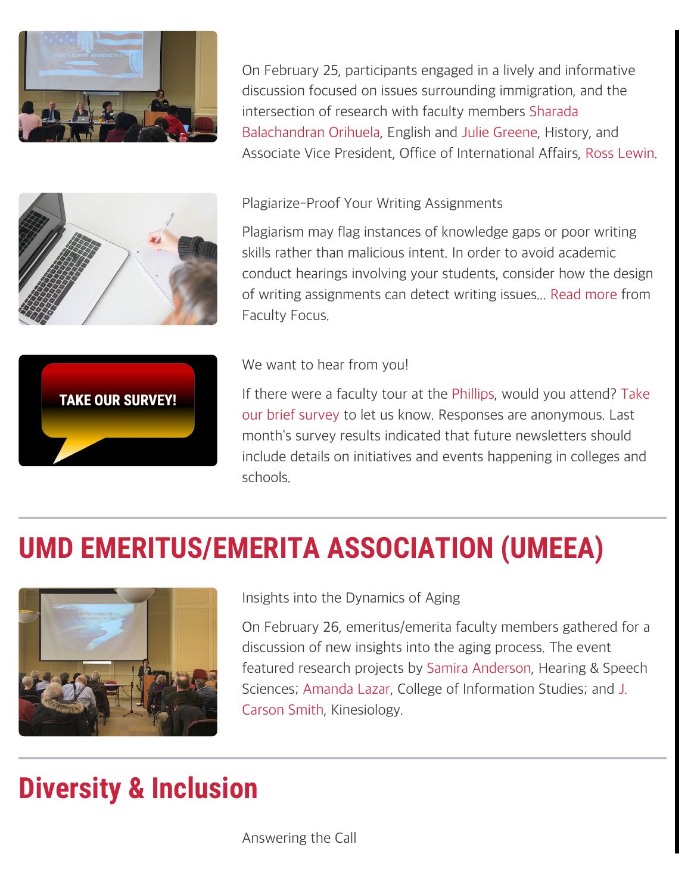On February 25, participants engaged in a lively and informative discussion focused on issues surrounding immigration, and the intersection of research with faculty members Sharada Balachandran Orihuela, English and Julie Greene, History, and Associate Vice President, Office of International Affairs, Ross Lewin.

Plagiarize-Proof Your Writing Assignments

Plagiarism may flag instances of knowledge gaps or poor writing skills rather than malicious intent. In order to avoid academic conduct hearings involving your students, consider how the design of writing assignments can detect writing issues... Read more from Faculty Focus.

We want to hear from you!

If there were a faculty tour at the Phillips, would you attend? Take our brief survey to let us know. Responses are anonymous. Last month's survey results indicated that future newsletters should include details on initiatives and events happening in colleges and schools.

## UMD EMERITUS/EMERITA ASSOCIATION (UMEEA)

Insights into the Dynamics of Aging

On February 26, emeritus/emerita faculty members gathered for a discussion of new insights into the aging process. The event featured research projects by Samira Anderson, Hearing & Speech Sciences; Amanda Lazar, College of Information Studies; and J. Carson Smith, Kinesiology.

## Diversity & Inclusion

Answering the Call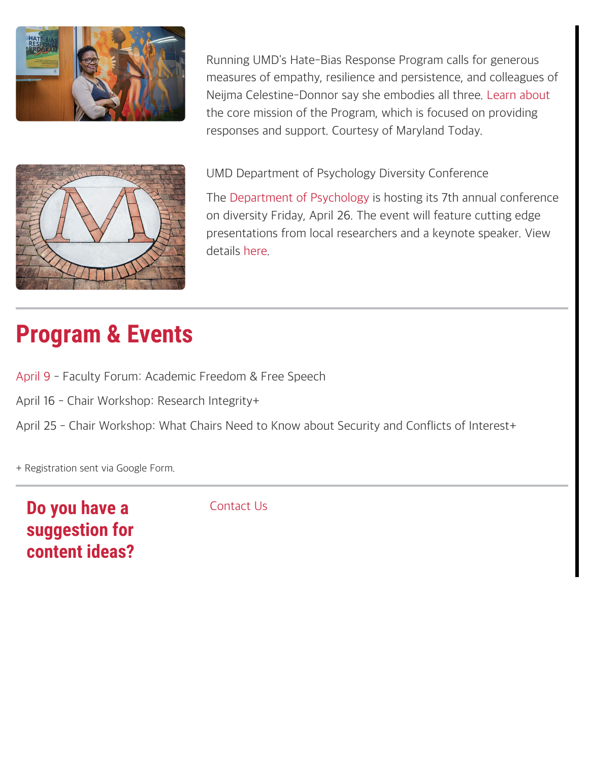Running UMD's Hate-Bias Response Program calls for generous measures of empathy, resilience and persistence, and colleagues of Neijma Celestine-Donnor say she embodies all three. Learn about the core mission of the Program, which is focused on providing responses and support. Courtesy of Maryland Today.

UMD Department of Psychology Diversity Conference

The Department of Psychology is hosting its 7th annual conference on diversity Friday, April 26. The event will feature cutting edge presentations from local researchers and a keynote speaker. View details here.

# Program & Events

April 9 - Faculty Forum: Academic Freedom & Free Speech

April 16 - Chair Workshop: Research Integrity+

April 25 - Chair Workshop: What Chairs Need to Know about Security and Conflicts of Interest+

+ Registration sent via Google Form.

## Do you have a suggestion for content ideas?

Contact Us